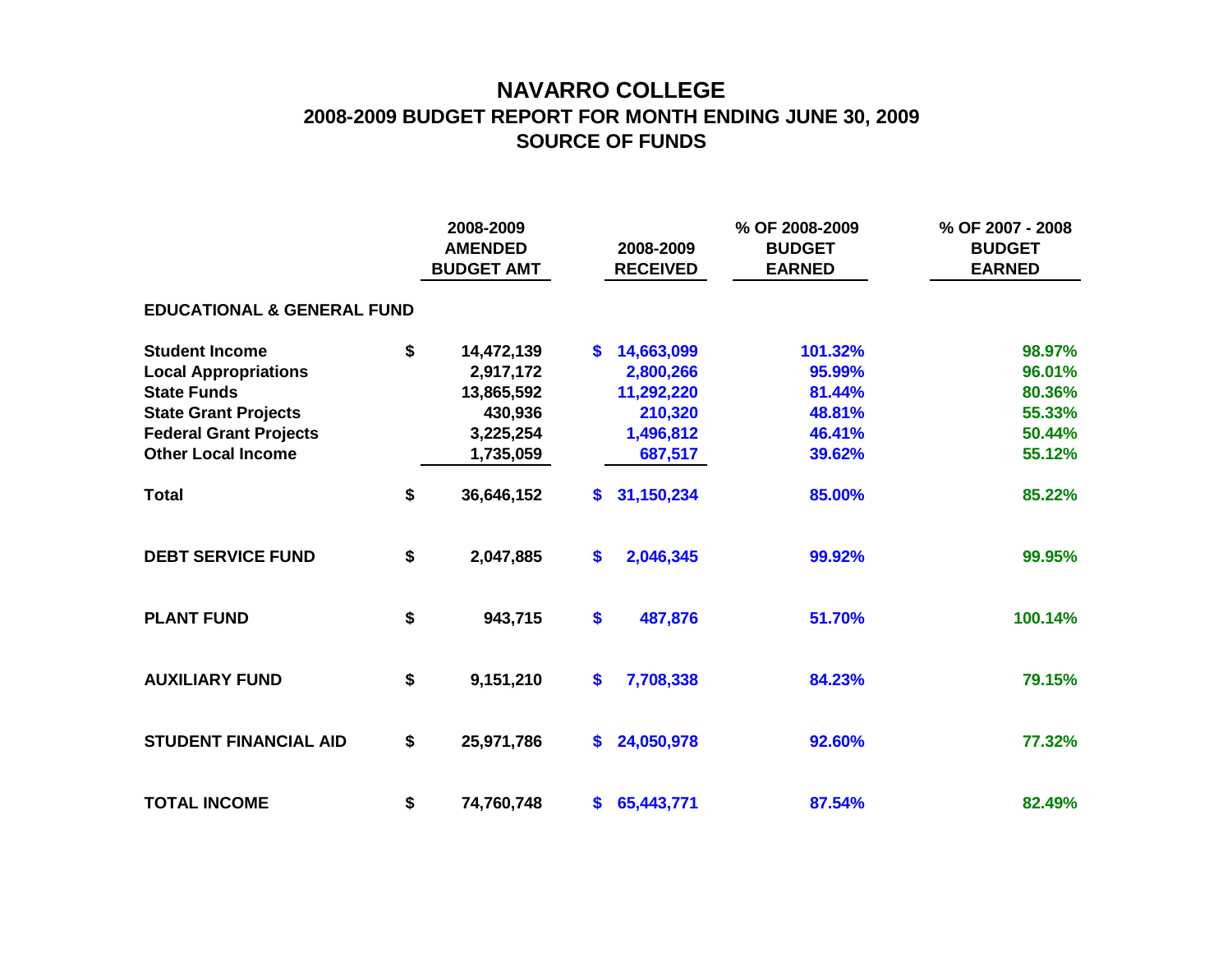# NAVARRO COLLEGE
## 2008-2009 BUDGET REPORT FOR MONTH ENDING JUNE 30, 2009
## SOURCE OF FUNDS

| | 2008-2009 AMENDED BUDGET AMT | 2008-2009 RECEIVED | % OF 2008-2009 BUDGET EARNED | % OF 2007 - 2008 BUDGET EARNED |
|---|---|---|---|---|
| **EDUCATIONAL & GENERAL FUND** | | | | |
| **Student Income** | $ 14,472,139 | $ 14,663,099 | 101.32% | 98.97% |
| **Local Appropriations** | 2,917,172 | 2,800,266 | 95.99% | 96.01% |
| **State Funds** | 13,865,592 | 11,292,220 | 81.44% | 80.36% |
| **State Grant Projects** | 430,936 | 210,320 | 48.81% | 55.33% |
| **Federal Grant Projects** | 3,225,254 | 1,496,812 | 46.41% | 50.44% |
| **Other Local Income** | 1,735,059 | 687,517 | 39.62% | 55.12% |
| **Total** | $ 36,646,152 | $ 31,150,234 | 85.00% | 85.22% |
| **DEBT SERVICE FUND** | $ 2,047,885 | $ 2,046,345 | 99.92% | 99.95% |
| **PLANT FUND** | $ 943,715 | $ 487,876 | 51.70% | 100.14% |
| **AUXILIARY FUND** | $ 9,151,210 | $ 7,708,338 | 84.23% | 79.15% |
| **STUDENT FINANCIAL AID** | $ 25,971,786 | $ 24,050,978 | 92.60% | 77.32% |
| **TOTAL INCOME** | $ 74,760,748 | $ 65,443,771 | 87.54% | 82.49% |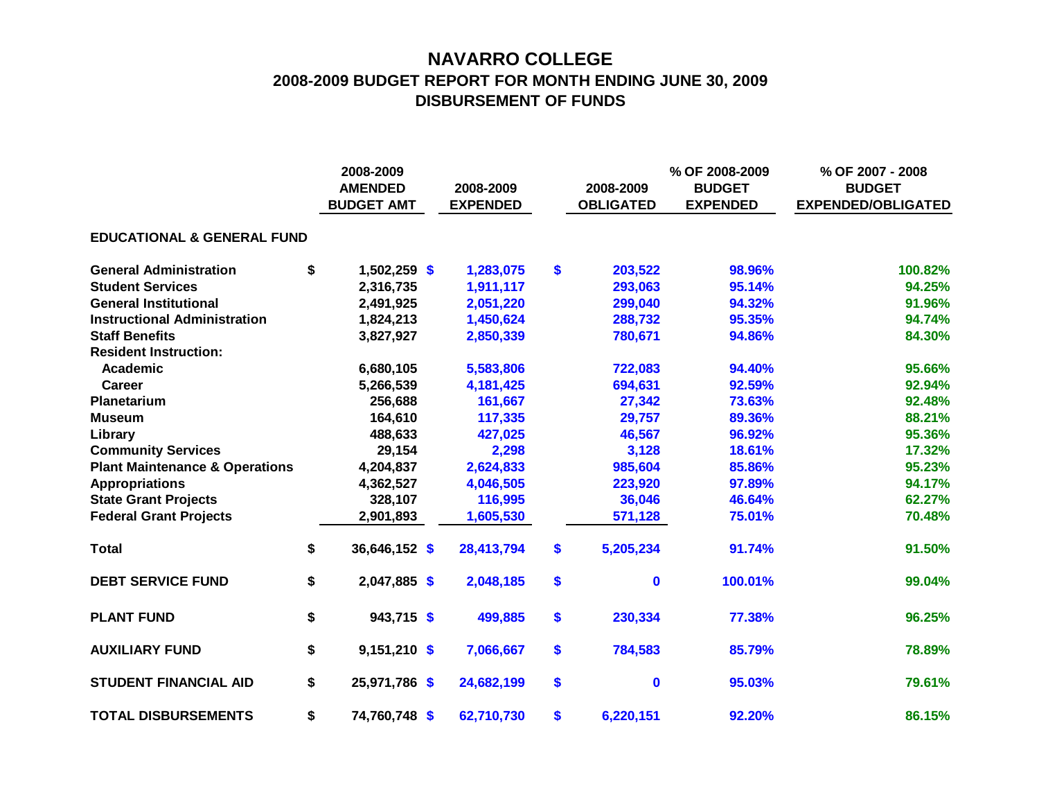# NAVARRO COLLEGE
## 2008-2009 BUDGET REPORT FOR MONTH ENDING JUNE 30, 2009
## DISBURSEMENT OF FUNDS

| | 2008-2009 AMENDED BUDGET AMT | 2008-2009 EXPENDED | 2008-2009 OBLIGATED | % OF 2008-2009 BUDGET EXPENDED | % OF 2007 - 2008 BUDGET EXPENDED/OBLIGATED |
|---|---|---|---|---|---|
| **EDUCATIONAL & GENERAL FUND** | | | | | |
| General Administration | $ 1,502,259 | $ 1,283,075 | $ 203,522 | 98.96% | 100.82% |
| Student Services | 2,316,735 | 1,911,117 | 293,063 | 95.14% | 94.25% |
| General Institutional | 2,491,925 | 2,051,220 | 299,040 | 94.32% | 91.96% |
| Instructional Administration | 1,824,213 | 1,450,624 | 288,732 | 95.35% | 94.74% |
| Staff Benefits | 3,827,927 | 2,850,339 | 780,671 | 94.86% | 84.30% |
| Resident Instruction: | | | | | |
| Academic | 6,680,105 | 5,583,806 | 722,083 | 94.40% | 95.66% |
| Career | 5,266,539 | 4,181,425 | 694,631 | 92.59% | 92.94% |
| Planetarium | 256,688 | 161,667 | 27,342 | 73.63% | 92.48% |
| Museum | 164,610 | 117,335 | 29,757 | 89.36% | 88.21% |
| Library | 488,633 | 427,025 | 46,567 | 96.92% | 95.36% |
| Community Services | 29,154 | 2,298 | 3,128 | 18.61% | 17.32% |
| Plant Maintenance & Operations | 4,204,837 | 2,624,833 | 985,604 | 85.86% | 95.23% |
| Appropriations | 4,362,527 | 4,046,505 | 223,920 | 97.89% | 94.17% |
| State Grant Projects | 328,107 | 116,995 | 36,046 | 46.64% | 62.27% |
| Federal Grant Projects | 2,901,893 | 1,605,530 | 571,128 | 75.01% | 70.48% |
| **Total** | $ 36,646,152 | $ 28,413,794 | $ 5,205,234 | 91.74% | 91.50% |
| **DEBT SERVICE FUND** | $ 2,047,885 | $ 2,048,185 | $ 0 | 100.01% | 99.04% |
| **PLANT FUND** | $ 943,715 | $ 499,885 | $ 230,334 | 77.38% | 96.25% |
| **AUXILIARY FUND** | $ 9,151,210 | $ 7,066,667 | $ 784,583 | 85.79% | 78.89% |
| **STUDENT FINANCIAL AID** | $ 25,971,786 | $ 24,682,199 | $ 0 | 95.03% | 79.61% |
| **TOTAL DISBURSEMENTS** | $ 74,760,748 | $ 62,710,730 | $ 6,220,151 | 92.20% | 86.15% |